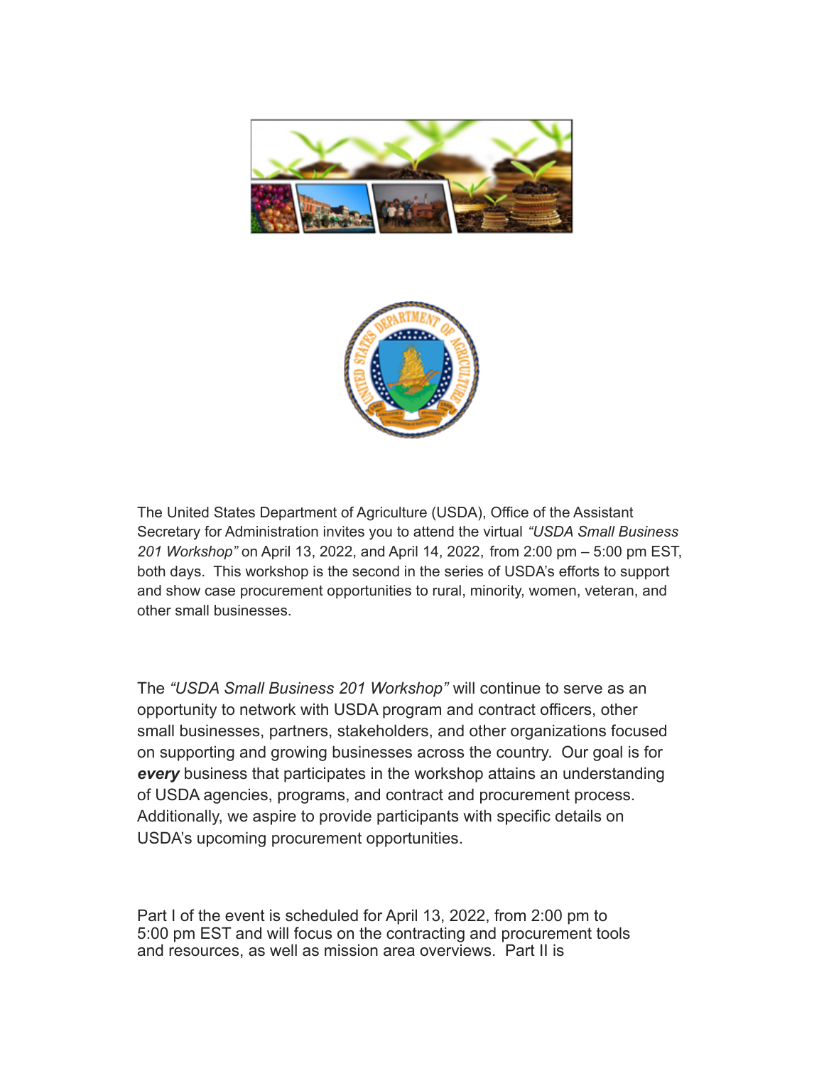The United States Department of Agriculture (USDA), Office of the Assistant Secretary for Administration invites you to attend the virtual *"USDA Small Business 201 Workshop"* on April 13, 2022, and April 14, 2022, from 2:00 pm – 5:00 pm EST, both days. This workshop is the second in the series of USDA's efforts to support and show case procurement opportunities to rural, minority, women, veteran, and other small businesses.

The *"USDA Small Business 201 Workshop"* will continue to serve as an opportunity to network with USDA program and contract officers, other small businesses, partners, stakeholders, and other organizations focused on supporting and growing businesses across the country. Our goal is for ***every*** business that participates in the workshop attains an understanding of USDA agencies, programs, and contract and procurement process. Additionally, we aspire to provide participants with specific details on USDA's upcoming procurement opportunities.

Part I of the event is scheduled for April 13, 2022, from 2:00 pm to 5:00 pm EST and will focus on the contracting and procurement tools and resources, as well as mission area overviews. Part II is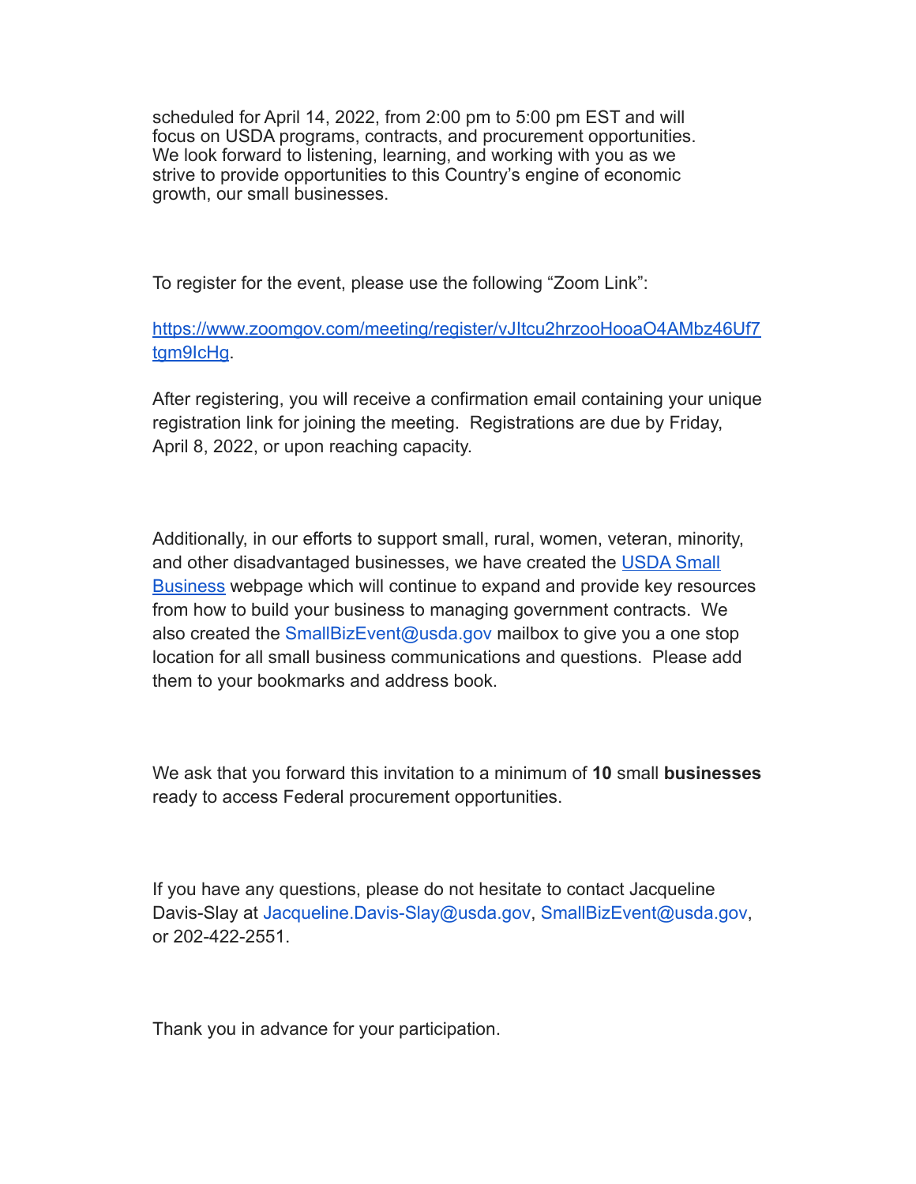scheduled for April 14, 2022, from 2:00 pm to 5:00 pm EST and will focus on USDA programs, contracts, and procurement opportunities. We look forward to listening, learning, and working with you as we strive to provide opportunities to this Country's engine of economic growth, our small businesses.

To register for the event, please use the following "Zoom Link":

https://www.zoomgov.com/meeting/register/vJItcu2hrzooHooaO4AMbz46Uf7tgm9IcHg.

After registering, you will receive a confirmation email containing your unique registration link for joining the meeting. Registrations are due by Friday, April 8, 2022, or upon reaching capacity.

Additionally, in our efforts to support small, rural, women, veteran, minority, and other disadvantaged businesses, we have created the USDA Small Business webpage which will continue to expand and provide key resources from how to build your business to managing government contracts. We also created the SmallBizEvent@usda.gov mailbox to give you a one stop location for all small business communications and questions. Please add them to your bookmarks and address book.

We ask that you forward this invitation to a minimum of **10** small **businesses** ready to access Federal procurement opportunities.

If you have any questions, please do not hesitate to contact Jacqueline Davis-Slay at Jacqueline.Davis-Slay@usda.gov, SmallBizEvent@usda.gov, or 202-422-2551.

Thank you in advance for your participation.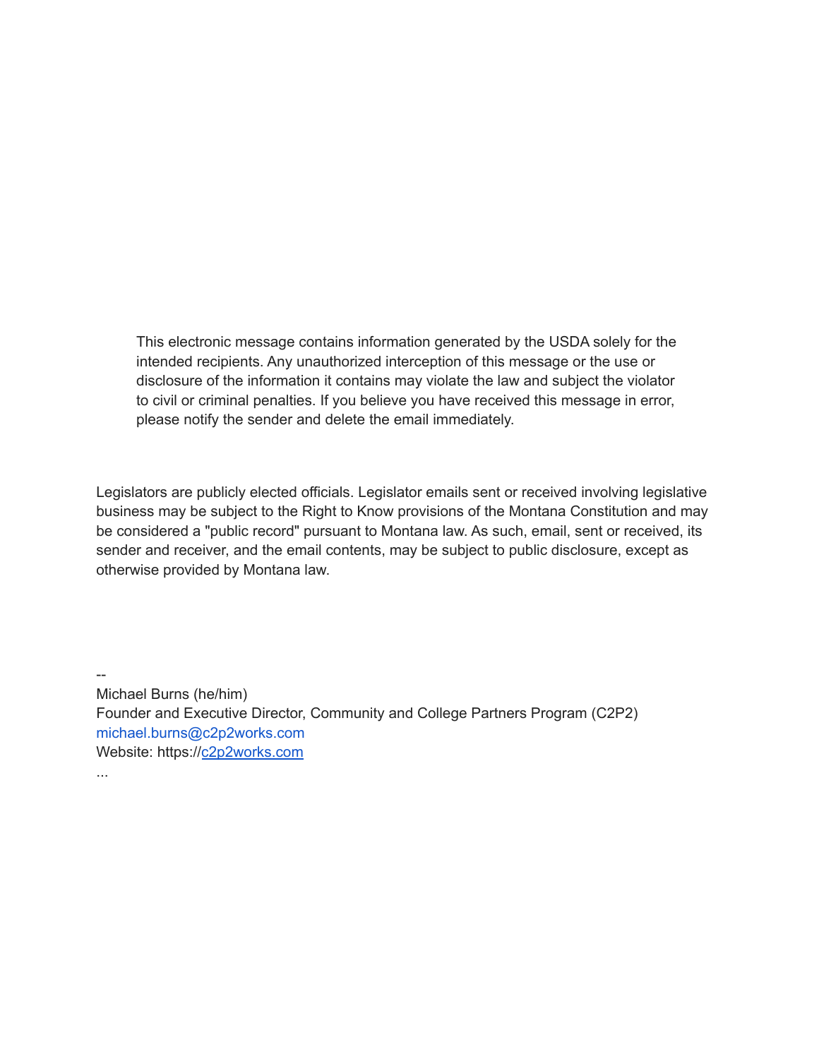> This electronic message contains information generated by the USDA solely for the intended recipients. Any unauthorized interception of this message or the use or disclosure of the information it contains may violate the law and subject the violator to civil or criminal penalties. If you believe you have received this message in error, please notify the sender and delete the email immediately.

Legislators are publicly elected officials. Legislator emails sent or received involving legislative business may be subject to the Right to Know provisions of the Montana Constitution and may be considered a "public record" pursuant to Montana law. As such, email, sent or received, its sender and receiver, and the email contents, may be subject to public disclosure, except as otherwise provided by Montana law.

--
Michael Burns (he/him)
Founder and Executive Director, Community and College Partners Program (C2P2)
michael.burns@c2p2works.com
Website: https://c2p2works.com
...